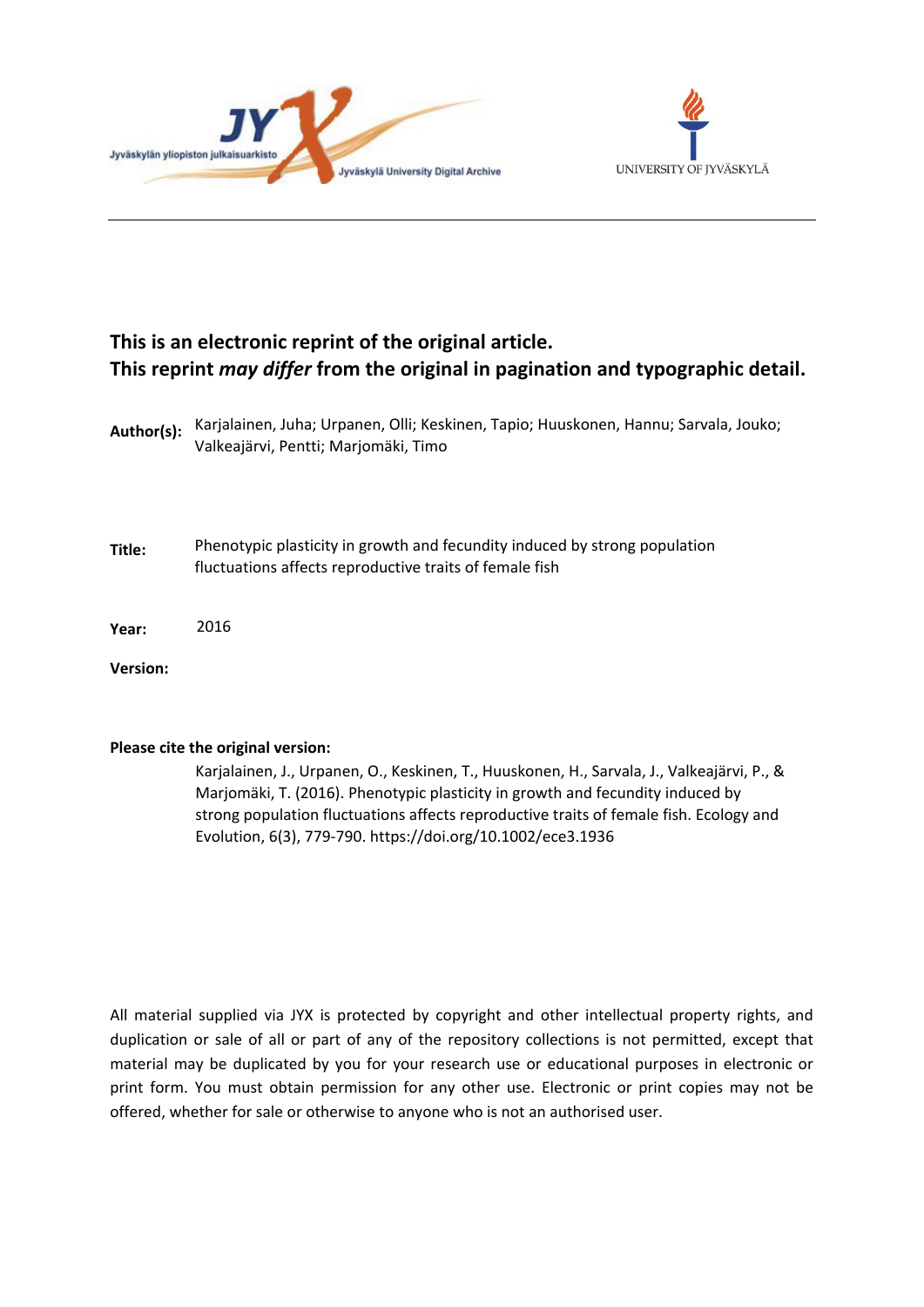**This is an electronic reprint of the original article.**
**This reprint *may differ* from the original in pagination and typographic detail.**

**Author(s):** Karjalainen, Juha; Urpanen, Olli; Keskinen, Tapio; Huuskonen, Hannu; Sarvala, Jouko; Valkeajärvi, Pentti; Marjomäki, Timo

**Title:** Phenotypic plasticity in growth and fecundity induced by strong population fluctuations affects reproductive traits of female fish

**Year:** 2016

**Version:**

**Please cite the original version:**

Karjalainen, J., Urpanen, O., Keskinen, T., Huuskonen, H., Sarvala, J., Valkeajärvi, P., & Marjomäki, T. (2016). Phenotypic plasticity in growth and fecundity induced by strong population fluctuations affects reproductive traits of female fish. Ecology and Evolution, 6(3), 779-790. https://doi.org/10.1002/ece3.1936

All material supplied via JYX is protected by copyright and other intellectual property rights, and duplication or sale of all or part of any of the repository collections is not permitted, except that material may be duplicated by you for your research use or educational purposes in electronic or print form. You must obtain permission for any other use. Electronic or print copies may not be offered, whether for sale or otherwise to anyone who is not an authorised user.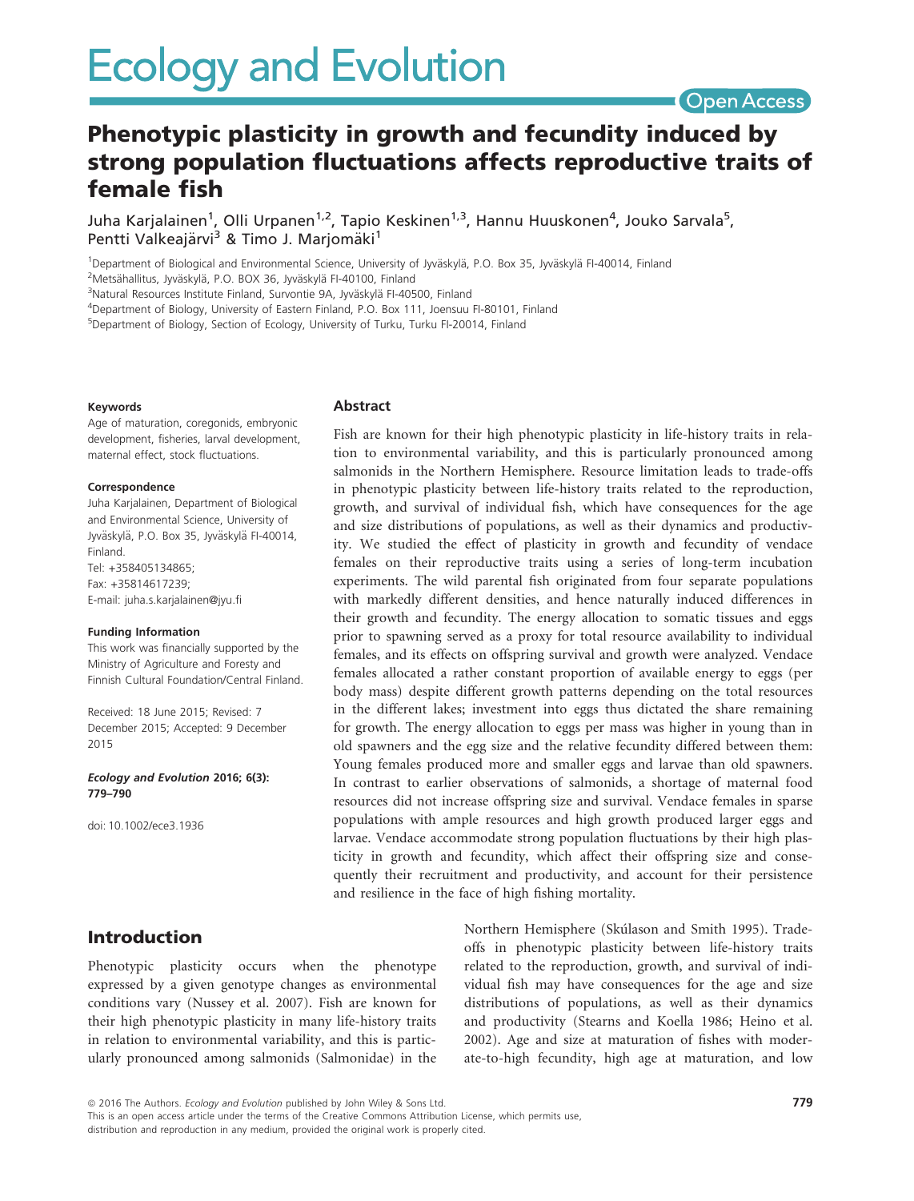# Ecology and Evolution

Open Access

# Phenotypic plasticity in growth and fecundity induced by strong population fluctuations affects reproductive traits of female fish

Juha Karjalainen[1], Olli Urpanen[1,2], Tapio Keskinen[1,3], Hannu Huuskonen[4], Jouko Sarvala[5], Pentti Valkeajärvi[3] & Timo J. Marjomäki[1]

[1]Department of Biological and Environmental Science, University of Jyväskylä, P.O. Box 35, Jyväskylä FI-40014, Finland
[2]Metsähallitus, Jyväskylä, P.O. BOX 36, Jyväskylä FI-40100, Finland
[3]Natural Resources Institute Finland, Survontie 9A, Jyväskylä FI-40500, Finland
[4]Department of Biology, University of Eastern Finland, P.O. Box 111, Joensuu FI-80101, Finland
[5]Department of Biology, Section of Ecology, University of Turku, Turku FI-20014, Finland

#### Keywords

Age of maturation, coregonids, embryonic development, fisheries, larval development, maternal effect, stock fluctuations.

#### Correspondence

Juha Karjalainen, Department of Biological and Environmental Science, University of Jyväskylä, P.O. Box 35, Jyväskylä FI-40014, Finland.
Tel: +358405134865;
Fax: +35814617239;
E-mail: juha.s.karjalainen@jyu.fi

#### Funding Information

This work was financially supported by the Ministry of Agriculture and Foresty and Finnish Cultural Foundation/Central Finland.

Received: 18 June 2015; Revised: 7 December 2015; Accepted: 9 December 2015

*Ecology and Evolution* 2016; 6(3): 779–790

doi: 10.1002/ece3.1936

#### Abstract

Fish are known for their high phenotypic plasticity in life-history traits in relation to environmental variability, and this is particularly pronounced among salmonids in the Northern Hemisphere. Resource limitation leads to trade-offs in phenotypic plasticity between life-history traits related to the reproduction, growth, and survival of individual fish, which have consequences for the age and size distributions of populations, as well as their dynamics and productivity. We studied the effect of plasticity in growth and fecundity of vendace females on their reproductive traits using a series of long-term incubation experiments. The wild parental fish originated from four separate populations with markedly different densities, and hence naturally induced differences in their growth and fecundity. The energy allocation to somatic tissues and eggs prior to spawning served as a proxy for total resource availability to individual females, and its effects on offspring survival and growth were analyzed. Vendace females allocated a rather constant proportion of available energy to eggs (per body mass) despite different growth patterns depending on the total resources in the different lakes; investment into eggs thus dictated the share remaining for growth. The energy allocation to eggs per mass was higher in young than in old spawners and the egg size and the relative fecundity differed between them: Young females produced more and smaller eggs and larvae than old spawners. In contrast to earlier observations of salmonids, a shortage of maternal food resources did not increase offspring size and survival. Vendace females in sparse populations with ample resources and high growth produced larger eggs and larvae. Vendace accommodate strong population fluctuations by their high plasticity in growth and fecundity, which affect their offspring size and consequently their recruitment and productivity, and account for their persistence and resilience in the face of high fishing mortality.

## Introduction

Phenotypic plasticity occurs when the phenotype expressed by a given genotype changes as environmental conditions vary (Nussey et al. 2007). Fish are known for their high phenotypic plasticity in many life-history traits in relation to environmental variability, and this is particularly pronounced among salmonids (Salmonidae) in the Northern Hemisphere (Skúlason and Smith 1995). Trade-offs in phenotypic plasticity between life-history traits related to the reproduction, growth, and survival of individual fish may have consequences for the age and size distributions of populations, as well as their dynamics and productivity (Stearns and Koella 1986; Heino et al. 2002). Age and size at maturation of fishes with moderate-to-high fecundity, high age at maturation, and low

© 2016 The Authors. *Ecology and Evolution* published by John Wiley & Sons Ltd.
This is an open access article under the terms of the Creative Commons Attribution License, which permits use, distribution and reproduction in any medium, provided the original work is properly cited.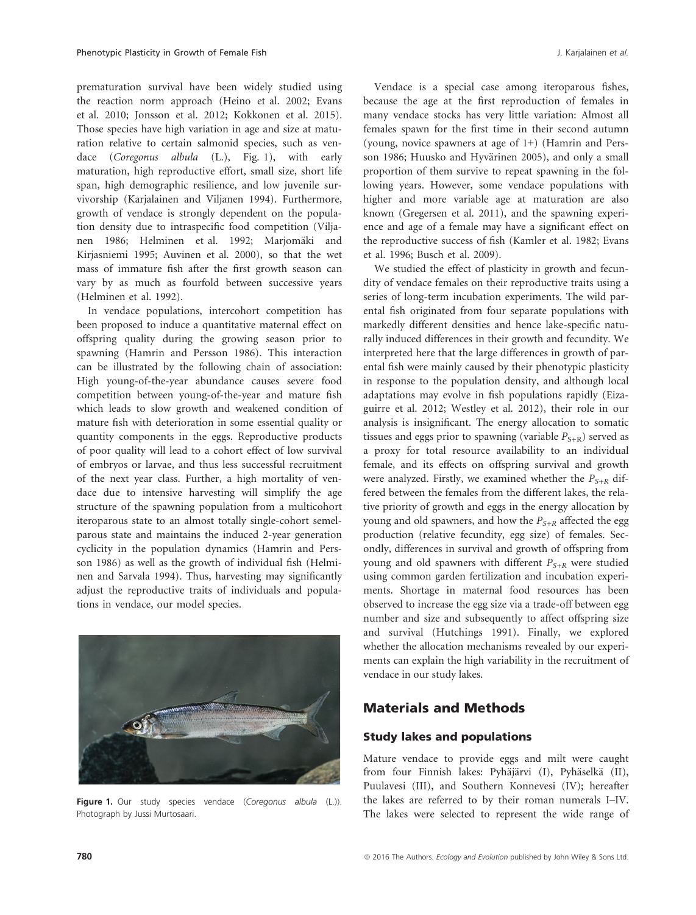prematuration survival have been widely studied using the reaction norm approach (Heino et al. 2002; Evans et al. 2010; Jonsson et al. 2012; Kokkonen et al. 2015). Those species have high variation in age and size at maturation relative to certain salmonid species, such as vendace (*Coregonus albula* (L.), Fig. 1), with early maturation, high reproductive effort, small size, short life span, high demographic resilience, and low juvenile survivorship (Karjalainen and Viljanen 1994). Furthermore, growth of vendace is strongly dependent on the population density due to intraspecific food competition (Viljanen 1986; Helminen et al. 1992; Marjomäki and Kirjasniemi 1995; Auvinen et al. 2000), so that the wet mass of immature fish after the first growth season can vary by as much as fourfold between successive years (Helminen et al. 1992).

In vendace populations, intercohort competition has been proposed to induce a quantitative maternal effect on offspring quality during the growing season prior to spawning (Hamrin and Persson 1986). This interaction can be illustrated by the following chain of association: High young-of-the-year abundance causes severe food competition between young-of-the-year and mature fish which leads to slow growth and weakened condition of mature fish with deterioration in some essential quality or quantity components in the eggs. Reproductive products of poor quality will lead to a cohort effect of low survival of embryos or larvae, and thus less successful recruitment of the next year class. Further, a high mortality of vendace due to intensive harvesting will simplify the age structure of the spawning population from a multicohort iteroparous state to an almost totally single-cohort semelparous state and maintains the induced 2-year generation cyclicity in the population dynamics (Hamrin and Persson 1986) as well as the growth of individual fish (Helminen and Sarvala 1994). Thus, harvesting may significantly adjust the reproductive traits of individuals and populations in vendace, our model species.

**Figure 1.** Our study species vendace (*Coregonus albula* (L.)). Photograph by Jussi Murtosaari.

Vendace is a special case among iteroparous fishes, because the age at the first reproduction of females in many vendace stocks has very little variation: Almost all females spawn for the first time in their second autumn (young, novice spawners at age of 1+) (Hamrin and Persson 1986; Huusko and Hyvärinen 2005), and only a small proportion of them survive to repeat spawning in the following years. However, some vendace populations with higher and more variable age at maturation are also known (Gregersen et al. 2011), and the spawning experience and age of a female may have a significant effect on the reproductive success of fish (Kamler et al. 1982; Evans et al. 1996; Busch et al. 2009).

We studied the effect of plasticity in growth and fecundity of vendace females on their reproductive traits using a series of long-term incubation experiments. The wild parental fish originated from four separate populations with markedly different densities and hence lake-specific naturally induced differences in their growth and fecundity. We interpreted here that the large differences in growth of parental fish were mainly caused by their phenotypic plasticity in response to the population density, and although local adaptations may evolve in fish populations rapidly (Eizaguirre et al. 2012; Westley et al. 2012), their role in our analysis is insignificant. The energy allocation to somatic tissues and eggs prior to spawning (variable $P_{S+R}$) served as a proxy for total resource availability to an individual female, and its effects on offspring survival and growth were analyzed. Firstly, we examined whether the $P_{S+R}$ differed between the females from the different lakes, the relative priority of growth and eggs in the energy allocation by young and old spawners, and how the $P_{S+R}$ affected the egg production (relative fecundity, egg size) of females. Secondly, differences in survival and growth of offspring from young and old spawners with different $P_{S+R}$ were studied using common garden fertilization and incubation experiments. Shortage in maternal food resources has been observed to increase the egg size via a trade-off between egg number and size and subsequently to affect offspring size and survival (Hutchings 1991). Finally, we explored whether the allocation mechanisms revealed by our experiments can explain the high variability in the recruitment of vendace in our study lakes.

## Materials and Methods

### Study lakes and populations

Mature vendace to provide eggs and milt were caught from four Finnish lakes: Pyhäjärvi (I), Pyhäselkä (II), Puulavesi (III), and Southern Konnevesi (IV); hereafter the lakes are referred to by their roman numerals I–IV. The lakes were selected to represent the wide range of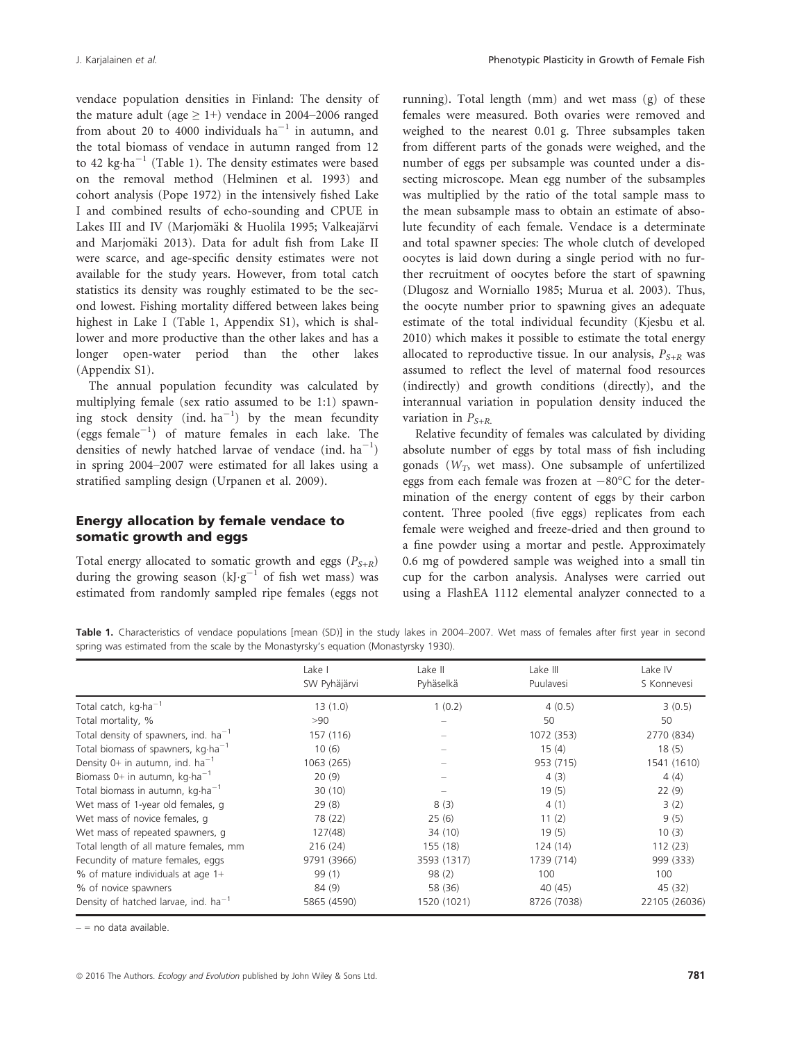vendace population densities in Finland: The density of the mature adult (age ≥ 1+) vendace in 2004–2006 ranged from about 20 to 4000 individuals ha$^{-1}$ in autumn, and the total biomass of vendace in autumn ranged from 12 to 42 kg·ha$^{-1}$ (Table 1). The density estimates were based on the removal method (Helminen et al. 1993) and cohort analysis (Pope 1972) in the intensively fished Lake I and combined results of echo-sounding and CPUE in Lakes III and IV (Marjomäki & Huolila 1995; Valkeajärvi and Marjomäki 2013). Data for adult fish from Lake II were scarce, and age-specific density estimates were not available for the study years. However, from total catch statistics its density was roughly estimated to be the second lowest. Fishing mortality differed between lakes being highest in Lake I (Table 1, Appendix S1), which is shallower and more productive than the other lakes and has a longer open-water period than the other lakes (Appendix S1).

The annual population fecundity was calculated by multiplying female (sex ratio assumed to be 1:1) spawning stock density (ind. ha$^{-1}$) by the mean fecundity (eggs female$^{-1}$) of mature females in each lake. The densities of newly hatched larvae of vendace (ind. ha$^{-1}$) in spring 2004–2007 were estimated for all lakes using a stratified sampling design (Urpanen et al. 2009).

## Energy allocation by female vendace to somatic growth and eggs

Total energy allocated to somatic growth and eggs ($P_{S+R}$) during the growing season (kJ·g$^{-1}$ of fish wet mass) was estimated from randomly sampled ripe females (eggs not running). Total length (mm) and wet mass (g) of these females were measured. Both ovaries were removed and weighed to the nearest 0.01 g. Three subsamples taken from different parts of the gonads were weighed, and the number of eggs per subsample was counted under a dissecting microscope. Mean egg number of the subsamples was multiplied by the ratio of the total sample mass to the mean subsample mass to obtain an estimate of absolute fecundity of each female. Vendace is a determinate and total spawner species: The whole clutch of developed oocytes is laid down during a single period with no further recruitment of oocytes before the start of spawning (Dlugosz and Worniallo 1985; Murua et al. 2003). Thus, the oocyte number prior to spawning gives an adequate estimate of the total individual fecundity (Kjesbu et al. 2010) which makes it possible to estimate the total energy allocated to reproductive tissue. In our analysis, $P_{S+R}$ was assumed to reflect the level of maternal food resources (indirectly) and growth conditions (directly), and the interannual variation in population density induced the variation in $P_{S+R}$.

Relative fecundity of females was calculated by dividing absolute number of eggs by total mass of fish including gonads ($W_T$, wet mass). One subsample of unfertilized eggs from each female was frozen at −80°C for the determination of the energy content of eggs by their carbon content. Three pooled (five eggs) replicates from each female were weighed and freeze-dried and then ground to a fine powder using a mortar and pestle. Approximately 0.6 mg of powdered sample was weighed into a small tin cup for the carbon analysis. Analyses were carried out using a FlashEA 1112 elemental analyzer connected to a

**Table 1.** Characteristics of vendace populations [mean (SD)] in the study lakes in 2004–2007. Wet mass of females after first year in second spring was estimated from the scale by the Monastyrsky's equation (Monastyrsky 1930).

| | Lake I SW Pyhäjärvi | Lake II Pyhäselkä | Lake III Puulavesi | Lake IV S Konnevesi |
|---|---|---|---|---|
| Total catch, kg·ha$^{-1}$ | 13 (1.0) | 1 (0.2) | 4 (0.5) | 3 (0.5) |
| Total mortality, % | >90 | – | 50 | 50 |
| Total density of spawners, ind. ha$^{-1}$ | 157 (116) | – | 1072 (353) | 2770 (834) |
| Total biomass of spawners, kg·ha$^{-1}$ | 10 (6) | – | 15 (4) | 18 (5) |
| Density 0+ in autumn, ind. ha$^{-1}$ | 1063 (265) | – | 953 (715) | 1541 (1610) |
| Biomass 0+ in autumn, kg·ha$^{-1}$ | 20 (9) | – | 4 (3) | 4 (4) |
| Total biomass in autumn, kg·ha$^{-1}$ | 30 (10) | – | 19 (5) | 22 (9) |
| Wet mass of 1-year old females, g | 29 (8) | 8 (3) | 4 (1) | 3 (2) |
| Wet mass of novice females, g | 78 (22) | 25 (6) | 11 (2) | 9 (5) |
| Wet mass of repeated spawners, g | 127(48) | 34 (10) | 19 (5) | 10 (3) |
| Total length of all mature females, mm | 216 (24) | 155 (18) | 124 (14) | 112 (23) |
| Fecundity of mature females, eggs | 9791 (3966) | 3593 (1317) | 1739 (714) | 999 (333) |
| % of mature individuals at age 1+ | 99 (1) | 98 (2) | 100 | 100 |
| % of novice spawners | 84 (9) | 58 (36) | 40 (45) | 45 (32) |
| Density of hatched larvae, ind. ha$^{-1}$ | 5865 (4590) | 1520 (1021) | 8726 (7038) | 22105 (26036) |

– = no data available.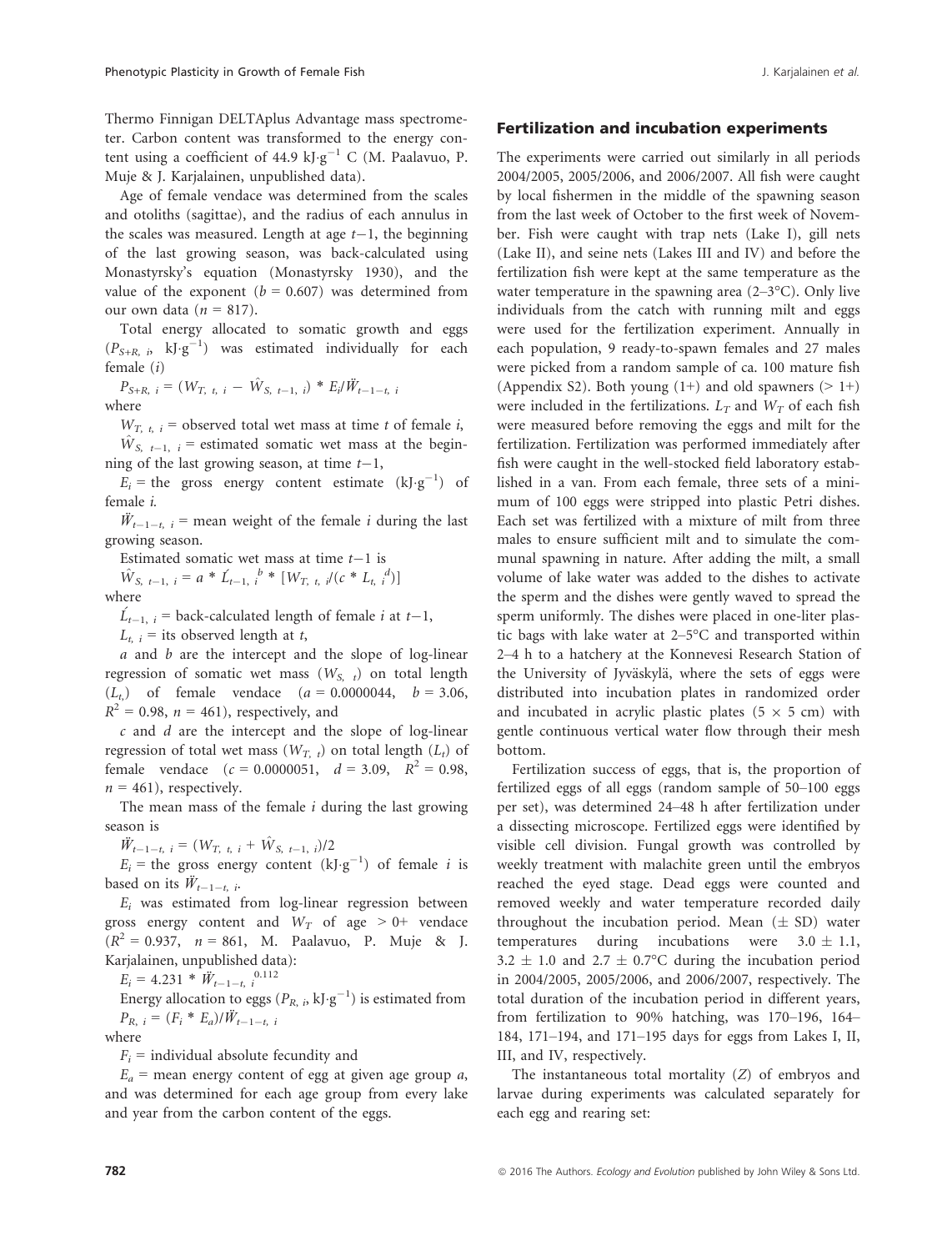Thermo Finnigan DELTAplus Advantage mass spectrometer. Carbon content was transformed to the energy content using a coefficient of 44.9 kJ·g$^{-1}$ C (M. Paalavuo, P. Muje & J. Karjalainen, unpublished data).

Age of female vendace was determined from the scales and otoliths (sagittae), and the radius of each annulus in the scales was measured. Length at age $t-1$, the beginning of the last growing season, was back-calculated using Monastyrsky's equation (Monastyrsky 1930), and the value of the exponent ($b = 0.607$) was determined from our own data ($n = 817$).

Total energy allocated to somatic growth and eggs ($P_{S+R,\ i}$, kJ·g$^{-1}$) was estimated individually for each female ($i$)

$$P_{S+R,\ i} = (W_{T,\ t,\ i} - \hat{W}_{S,\ t-1,\ i}) * E_i / \ddot{W}_{t-1-t,\ i}$$

where

$W_{T,\ t,\ i}$ = observed total wet mass at time $t$ of female $i$,

$\hat{W}_{S,\ t-1,\ i}$ = estimated somatic wet mass at the beginning of the last growing season, at time $t-1$,

$E_i$ = the gross energy content estimate (kJ·g$^{-1}$) of female $i$.

$\ddot{W}_{t-1-t,\ i}$ = mean weight of the female $i$ during the last growing season.

Estimated somatic wet mass at time $t-1$ is

$$\hat{W}_{S,\ t-1,\ i} = a * \acute{L}_{t-1,\ i}{}^{b} * [W_{T,\ t,\ i} / (c * L_{t,\ i}{}^{d})]$$

where

$\acute{L}_{t-1,\ i}$ = back-calculated length of female $i$ at $t-1$,

$L_{t,\ i}$ = its observed length at $t$,

$a$ and $b$ are the intercept and the slope of log-linear regression of somatic wet mass ($W_{S,\ t}$) on total length ($L_{t}$) of female vendace ($a = 0.0000044$, $b = 3.06$, $R^2 = 0.98$, $n = 461$), respectively, and

$c$ and $d$ are the intercept and the slope of log-linear regression of total wet mass ($W_{T,\ t}$) on total length ($L_t$) of female vendace ($c = 0.0000051$, $d = 3.09$, $R^2 = 0.98$, $n = 461$), respectively.

The mean mass of the female $i$ during the last growing season is

$$\ddot{W}_{t-1-t,\ i} = (W_{T,\ t,\ i} + \hat{W}_{S,\ t-1,\ i})/2$$

$E_i$ = the gross energy content (kJ·g$^{-1}$) of female $i$ is based on its $\ddot{W}_{t-1-t,\ i}$.

$E_i$ was estimated from log-linear regression between gross energy content and $W_T$ of age > 0+ vendace ($R^2 = 0.937$, $n = 861$, M. Paalavuo, P. Muje & J. Karjalainen, unpublished data):

$$E_i = 4.231 * \ddot{W}_{t-1-t,\ i}{}^{0.112}$$

Energy allocation to eggs ($P_{R,\ i}$, kJ·g$^{-1}$) is estimated from

$$P_{R,\ i} = (F_i * E_a) / \ddot{W}_{t-1-t,\ i}$$

where

$F_i$ = individual absolute fecundity and

$E_a$ = mean energy content of egg at given age group $a$, and was determined for each age group from every lake and year from the carbon content of the eggs.

## Fertilization and incubation experiments

The experiments were carried out similarly in all periods 2004/2005, 2005/2006, and 2006/2007. All fish were caught by local fishermen in the middle of the spawning season from the last week of October to the first week of November. Fish were caught with trap nets (Lake I), gill nets (Lake II), and seine nets (Lakes III and IV) and before the fertilization fish were kept at the same temperature as the water temperature in the spawning area (2–3°C). Only live individuals from the catch with running milt and eggs were used for the fertilization experiment. Annually in each population, 9 ready-to-spawn females and 27 males were picked from a random sample of ca. 100 mature fish (Appendix S2). Both young (1+) and old spawners (> 1+) were included in the fertilizations. $L_T$ and $W_T$ of each fish were measured before removing the eggs and milt for the fertilization. Fertilization was performed immediately after fish were caught in the well-stocked field laboratory established in a van. From each female, three sets of a minimum of 100 eggs were stripped into plastic Petri dishes. Each set was fertilized with a mixture of milt from three males to ensure sufficient milt and to simulate the communal spawning in nature. After adding the milt, a small volume of lake water was added to the dishes to activate the sperm and the dishes were gently waved to spread the sperm uniformly. The dishes were placed in one-liter plastic bags with lake water at 2–5°C and transported within 2–4 h to a hatchery at the Konnevesi Research Station of the University of Jyväskylä, where the sets of eggs were distributed into incubation plates in randomized order and incubated in acrylic plastic plates (5 × 5 cm) with gentle continuous vertical water flow through their mesh bottom.

Fertilization success of eggs, that is, the proportion of fertilized eggs of all eggs (random sample of 50–100 eggs per set), was determined 24–48 h after fertilization under a dissecting microscope. Fertilized eggs were identified by visible cell division. Fungal growth was controlled by weekly treatment with malachite green until the embryos reached the eyed stage. Dead eggs were counted and removed weekly and water temperature recorded daily throughout the incubation period. Mean (± SD) water temperatures during incubations were 3.0 ± 1.1, 3.2 ± 1.0 and 2.7 ± 0.7°C during the incubation period in 2004/2005, 2005/2006, and 2006/2007, respectively. The total duration of the incubation period in different years, from fertilization to 90% hatching, was 170–196, 164–184, 171–194, and 171–195 days for eggs from Lakes I, II, III, and IV, respectively.

The instantaneous total mortality ($Z$) of embryos and larvae during experiments was calculated separately for each egg and rearing set: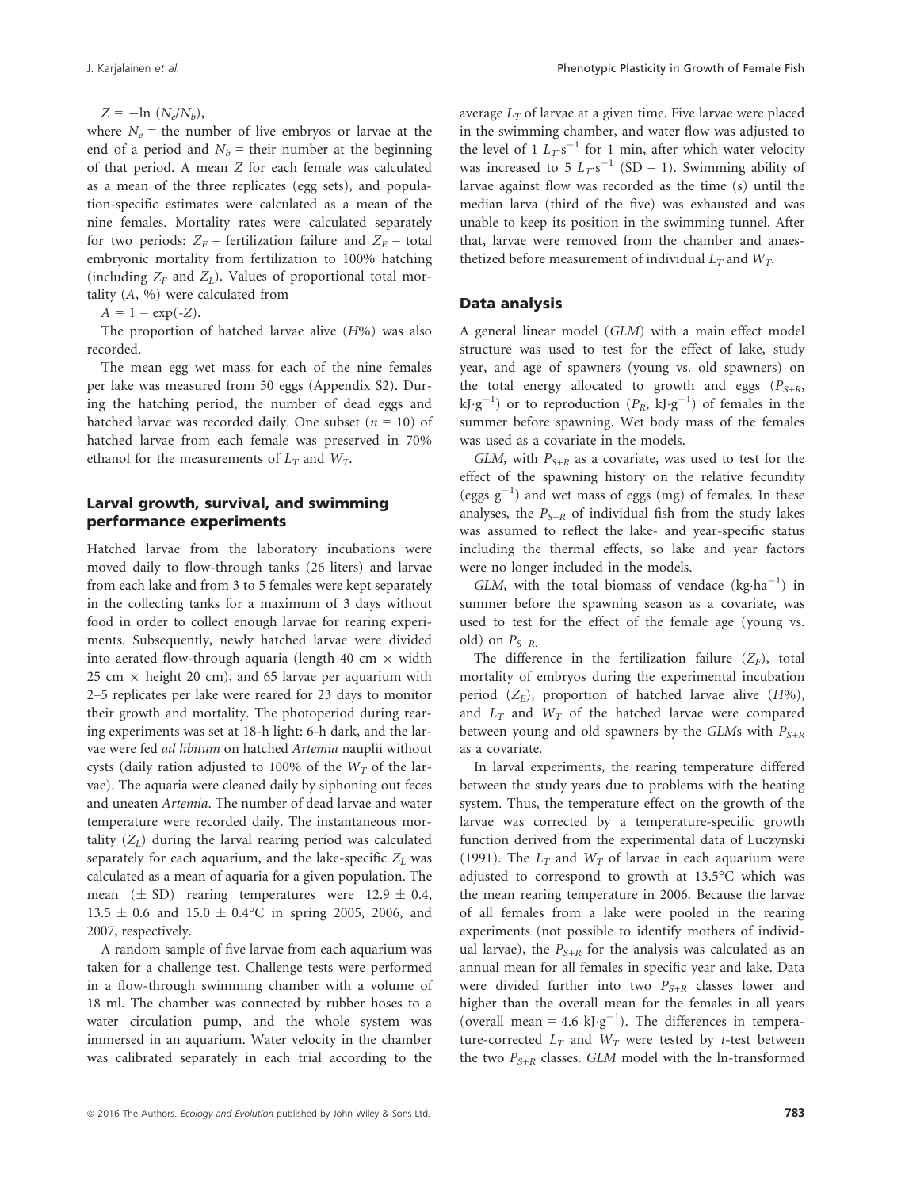$Z = -\ln (N_e/N_b)$,

where $N_e$ = the number of live embryos or larvae at the end of a period and $N_b$ = their number at the beginning of that period. A mean $Z$ for each female was calculated as a mean of the three replicates (egg sets), and population-specific estimates were calculated as a mean of the nine females. Mortality rates were calculated separately for two periods: $Z_F$ = fertilization failure and $Z_E$ = total embryonic mortality from fertilization to 100% hatching (including $Z_F$ and $Z_L$). Values of proportional total mortality ($A$, %) were calculated from

$A = 1 - \exp(-Z)$.

The proportion of hatched larvae alive ($H$%) was also recorded.

The mean egg wet mass for each of the nine females per lake was measured from 50 eggs (Appendix S2). During the hatching period, the number of dead eggs and hatched larvae was recorded daily. One subset ($n = 10$) of hatched larvae from each female was preserved in 70% ethanol for the measurements of $L_T$ and $W_T$.

## Larval growth, survival, and swimming performance experiments

Hatched larvae from the laboratory incubations were moved daily to flow-through tanks (26 liters) and larvae from each lake and from 3 to 5 females were kept separately in the collecting tanks for a maximum of 3 days without food in order to collect enough larvae for rearing experiments. Subsequently, newly hatched larvae were divided into aerated flow-through aquaria (length 40 cm × width 25 cm × height 20 cm), and 65 larvae per aquarium with 2–5 replicates per lake were reared for 23 days to monitor their growth and mortality. The photoperiod during rearing experiments was set at 18-h light: 6-h dark, and the larvae were fed *ad libitum* on hatched *Artemia* nauplii without cysts (daily ration adjusted to 100% of the $W_T$ of the larvae). The aquaria were cleaned daily by siphoning out feces and uneaten *Artemia*. The number of dead larvae and water temperature were recorded daily. The instantaneous mortality ($Z_L$) during the larval rearing period was calculated separately for each aquarium, and the lake-specific $Z_L$ was calculated as a mean of aquaria for a given population. The mean (± SD) rearing temperatures were 12.9 ± 0.4, 13.5 ± 0.6 and 15.0 ± 0.4°C in spring 2005, 2006, and 2007, respectively.

A random sample of five larvae from each aquarium was taken for a challenge test. Challenge tests were performed in a flow-through swimming chamber with a volume of 18 ml. The chamber was connected by rubber hoses to a water circulation pump, and the whole system was immersed in an aquarium. Water velocity in the chamber was calibrated separately in each trial according to the average $L_T$ of larvae at a given time. Five larvae were placed in the swimming chamber, and water flow was adjusted to the level of 1 $L_T \cdot s^{-1}$ for 1 min, after which water velocity was increased to 5 $L_T \cdot s^{-1}$ (SD = 1). Swimming ability of larvae against flow was recorded as the time (s) until the median larva (third of the five) was exhausted and was unable to keep its position in the swimming tunnel. After that, larvae were removed from the chamber and anaesthetized before measurement of individual $L_T$ and $W_T$.

## Data analysis

A general linear model (*GLM*) with a main effect model structure was used to test for the effect of lake, study year, and age of spawners (young vs. old spawners) on the total energy allocated to growth and eggs ($P_{S+R}$, kJ·g$^{-1}$) or to reproduction ($P_R$, kJ·g$^{-1}$) of females in the summer before spawning. Wet body mass of the females was used as a covariate in the models.

*GLM*, with $P_{S+R}$ as a covariate, was used to test for the effect of the spawning history on the relative fecundity (eggs g$^{-1}$) and wet mass of eggs (mg) of females. In these analyses, the $P_{S+R}$ of individual fish from the study lakes was assumed to reflect the lake- and year-specific status including the thermal effects, so lake and year factors were no longer included in the models.

*GLM*, with the total biomass of vendace (kg·ha$^{-1}$) in summer before the spawning season as a covariate, was used to test for the effect of the female age (young vs. old) on $P_{S+R}$.

The difference in the fertilization failure ($Z_F$), total mortality of embryos during the experimental incubation period ($Z_E$), proportion of hatched larvae alive ($H$%), and $L_T$ and $W_T$ of the hatched larvae were compared between young and old spawners by the *GLM*s with $P_{S+R}$ as a covariate.

In larval experiments, the rearing temperature differed between the study years due to problems with the heating system. Thus, the temperature effect on the growth of the larvae was corrected by a temperature-specific growth function derived from the experimental data of Luczynski (1991). The $L_T$ and $W_T$ of larvae in each aquarium were adjusted to correspond to growth at 13.5°C which was the mean rearing temperature in 2006. Because the larvae of all females from a lake were pooled in the rearing experiments (not possible to identify mothers of individual larvae), the $P_{S+R}$ for the analysis was calculated as an annual mean for all females in specific year and lake. Data were divided further into two $P_{S+R}$ classes lower and higher than the overall mean for the females in all years (overall mean = 4.6 kJ·g$^{-1}$). The differences in temperature-corrected $L_T$ and $W_T$ were tested by *t*-test between the two $P_{S+R}$ classes. *GLM* model with the ln-transformed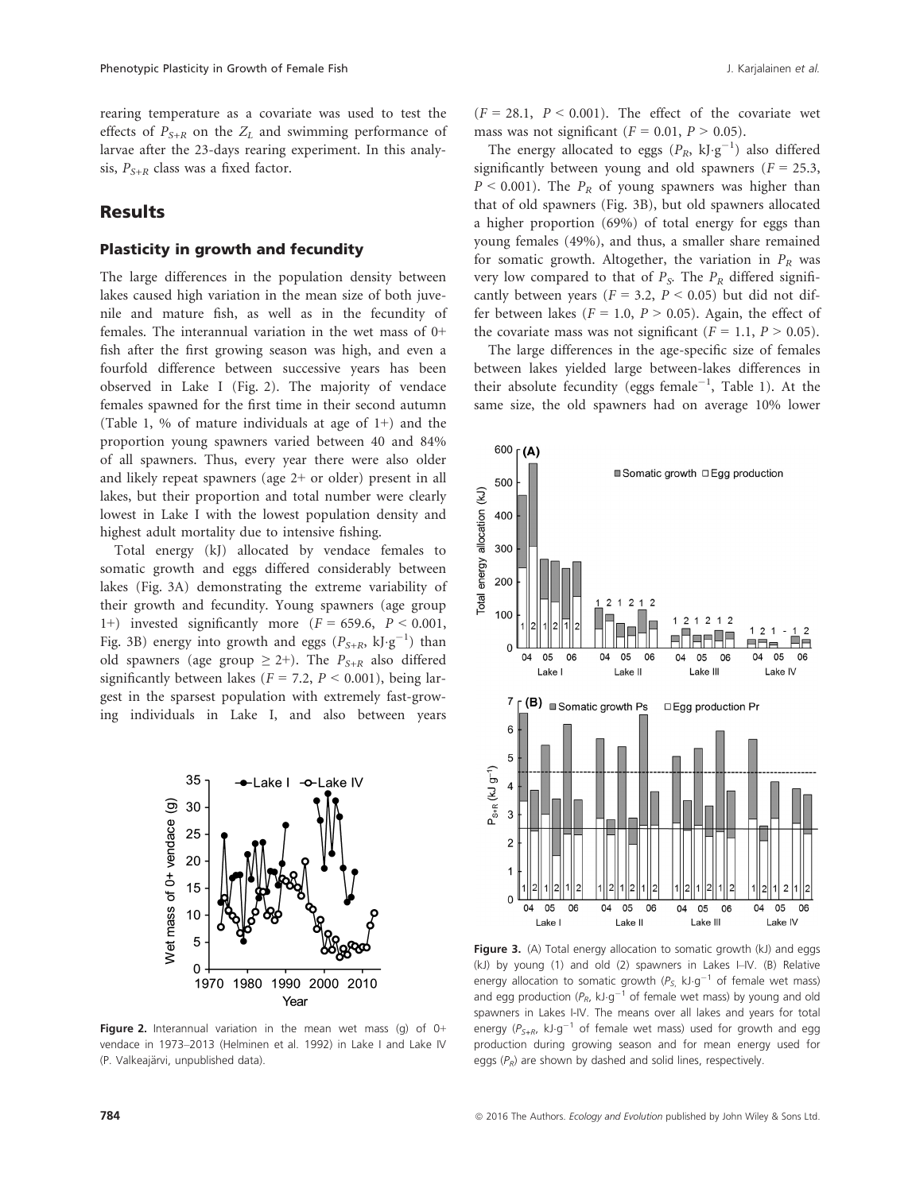rearing temperature as a covariate was used to test the effects of $P_{S+R}$ on the $Z_L$ and swimming performance of larvae after the 23-days rearing experiment. In this analysis, $P_{S+R}$ class was a fixed factor.

## Results

### Plasticity in growth and fecundity

The large differences in the population density between lakes caused high variation in the mean size of both juvenile and mature fish, as well as in the fecundity of females. The interannual variation in the wet mass of 0+ fish after the first growing season was high, and even a fourfold difference between successive years has been observed in Lake I (Fig. 2). The majority of vendace females spawned for the first time in their second autumn (Table 1, % of mature individuals at age of 1+) and the proportion young spawners varied between 40 and 84% of all spawners. Thus, every year there were also older and likely repeat spawners (age 2+ or older) present in all lakes, but their proportion and total number were clearly lowest in Lake I with the lowest population density and highest adult mortality due to intensive fishing.

Total energy (kJ) allocated by vendace females to somatic growth and eggs differed considerably between lakes (Fig. 3A) demonstrating the extreme variability of their growth and fecundity. Young spawners (age group 1+) invested significantly more ($F = 659.6$, $P < 0.001$, Fig. 3B) energy into growth and eggs ($P_{S+R}$, kJ·g$^{-1}$) than old spawners (age group ≥ 2+). The $P_{S+R}$ also differed significantly between lakes ($F = 7.2$, $P < 0.001$), being largest in the sparsest population with extremely fast-growing individuals in Lake I, and also between years ($F = 28.1$, $P < 0.001$). The effect of the covariate wet mass was not significant ($F = 0.01$, $P > 0.05$).

The energy allocated to eggs ($P_R$, kJ·g$^{-1}$) also differed significantly between young and old spawners ($F = 25.3$, $P < 0.001$). The $P_R$ of young spawners was higher than that of old spawners (Fig. 3B), but old spawners allocated a higher proportion (69%) of total energy for eggs than young females (49%), and thus, a smaller share remained for somatic growth. Altogether, the variation in $P_R$ was very low compared to that of $P_S$. The $P_R$ differed significantly between years ($F = 3.2$, $P < 0.05$) but did not differ between lakes ($F = 1.0$, $P > 0.05$). Again, the effect of the covariate mass was not significant ($F = 1.1$, $P > 0.05$).

The large differences in the age-specific size of females between lakes yielded large between-lakes differences in their absolute fecundity (eggs female$^{-1}$, Table 1). At the same size, the old spawners had on average 10% lower

**Figure 2.** Interannual variation in the mean wet mass (g) of 0+ vendace in 1973–2013 (Helminen et al. 1992) in Lake I and Lake IV (P. Valkeajärvi, unpublished data).

**Figure 3.** (A) Total energy allocation to somatic growth (kJ) and eggs (kJ) by young (1) and old (2) spawners in Lakes I–IV. (B) Relative energy allocation to somatic growth ($P_S$, kJ·g$^{-1}$ of female wet mass) and egg production ($P_R$, kJ·g$^{-1}$ of female wet mass) by young and old spawners in Lakes I-IV. The means over all lakes and years for total energy ($P_{S+R}$, kJ·g$^{-1}$ of female wet mass) used for growth and egg production during growing season and for mean energy used for eggs ($P_R$) are shown by dashed and solid lines, respectively.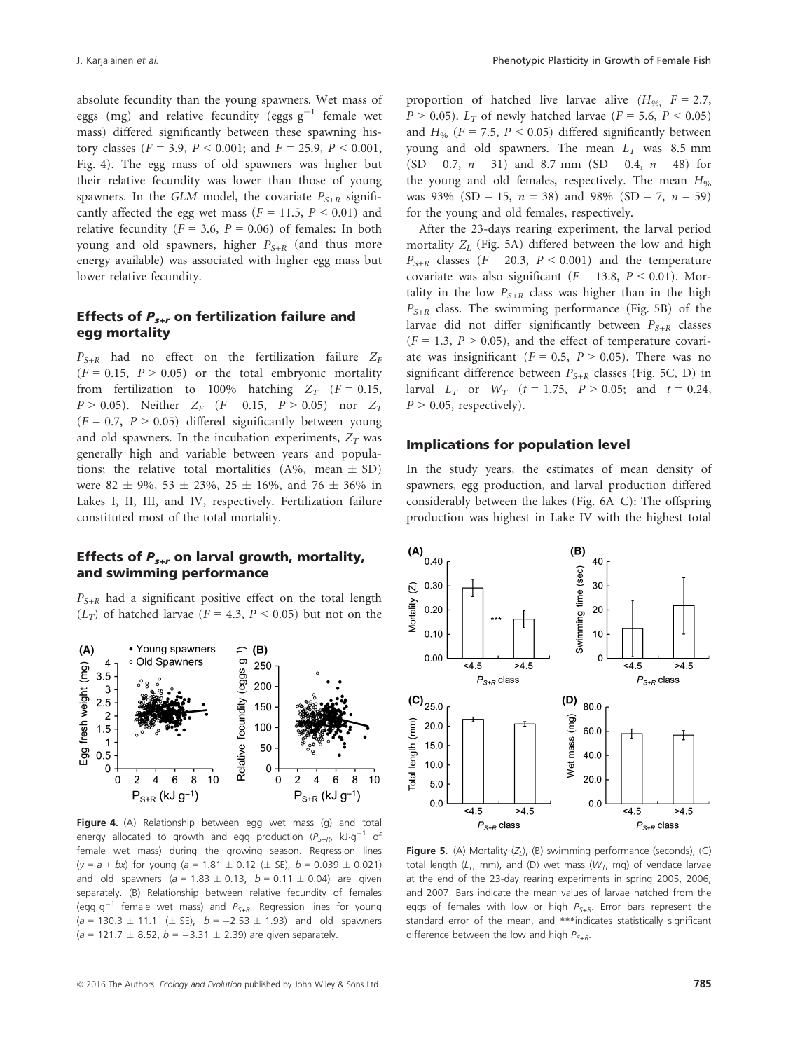absolute fecundity than the young spawners. Wet mass of eggs (mg) and relative fecundity (eggs $g^{-1}$ female wet mass) differed significantly between these spawning history classes ($F = 3.9$, $P < 0.001$; and $F = 25.9$, $P < 0.001$, Fig. 4). The egg mass of old spawners was higher but their relative fecundity was lower than those of young spawners. In the *GLM* model, the covariate $P_{S+R}$ significantly affected the egg wet mass ($F = 11.5$, $P < 0.01$) and relative fecundity ($F = 3.6$, $P = 0.06$) of females: In both young and old spawners, higher $P_{S+R}$ (and thus more energy available) was associated with higher egg mass but lower relative fecundity.

### Effects of $P_{s+r}$ on fertilization failure and egg mortality

$P_{S+R}$ had no effect on the fertilization failure $Z_F$ ($F = 0.15$, $P > 0.05$) or the total embryonic mortality from fertilization to 100% hatching $Z_T$ ($F = 0.15$, $P > 0.05$). Neither $Z_F$ ($F = 0.15$, $P > 0.05$) nor $Z_T$ ($F = 0.7$, $P > 0.05$) differed significantly between young and old spawners. In the incubation experiments, $Z_T$ was generally high and variable between years and populations; the relative total mortalities (A%, mean ± SD) were 82 ± 9%, 53 ± 23%, 25 ± 16%, and 76 ± 36% in Lakes I, II, III, and IV, respectively. Fertilization failure constituted most of the total mortality.

### Effects of $P_{s+r}$ on larval growth, mortality, and swimming performance

$P_{S+R}$ had a significant positive effect on the total length ($L_T$) of hatched larvae ($F = 4.3$, $P < 0.05$) but not on the proportion of hatched live larvae alive ($H_{\%}$, $F = 2.7$, $P > 0.05$). $L_T$ of newly hatched larvae ($F = 5.6$, $P < 0.05$) and $H_{\%}$ ($F = 7.5$, $P < 0.05$) differed significantly between young and old spawners. The mean $L_T$ was 8.5 mm (SD = 0.7, $n = 31$) and 8.7 mm (SD = 0.4, $n = 48$) for the young and old females, respectively. The mean $H_{\%}$ was 93% (SD = 15, $n = 38$) and 98% (SD = 7, $n = 59$) for the young and old females, respectively.

After the 23-days rearing experiment, the larval period mortality $Z_L$ (Fig. 5A) differed between the low and high $P_{S+R}$ classes ($F = 20.3$, $P < 0.001$) and the temperature covariate was also significant ($F = 13.8$, $P < 0.01$). Mortality in the low $P_{S+R}$ class was higher than in the high $P_{S+R}$ class. The swimming performance (Fig. 5B) of the larvae did not differ significantly between $P_{S+R}$ classes ($F = 1.3$, $P > 0.05$), and the effect of temperature covariate was insignificant ($F = 0.5$, $P > 0.05$). There was no significant difference between $P_{S+R}$ classes (Fig. 5C, D) in larval $L_T$ or $W_T$ ($t = 1.75$, $P > 0.05$; and $t = 0.24$, $P > 0.05$, respectively).

### Implications for population level

In the study years, the estimates of mean density of spawners, egg production, and larval production differed considerably between the lakes (Fig. 6A–C): The offspring production was highest in Lake IV with the highest total

**Figure 4.** (A) Relationship between egg wet mass (g) and total energy allocated to growth and egg production ($P_{S+R}$, kJ·$g^{-1}$ of female wet mass) during the growing season. Regression lines ($y = a + bx$) for young ($a = 1.81 \pm 0.12$ (± SE), $b = 0.039 \pm 0.021$) and old spawners ($a = 1.83 \pm 0.13$, $b = 0.11 \pm 0.04$) are given separately. (B) Relationship between relative fecundity of females (egg $g^{-1}$ female wet mass) and $P_{S+R}$. Regression lines for young ($a = 130.3 \pm 11.1$ (± SE), $b = -2.53 \pm 1.93$) and old spawners ($a = 121.7 \pm 8.52$, $b = -3.31 \pm 2.39$) are given separately.

**Figure 5.** (A) Mortality ($Z_L$), (B) swimming performance (seconds), (C) total length ($L_T$, mm), and (D) wet mass ($W_T$, mg) of vendace larvae at the end of the 23-day rearing experiments in spring 2005, 2006, and 2007. Bars indicate the mean values of larvae hatched from the eggs of females with low or high $P_{S+R}$. Error bars represent the standard error of the mean, and ***indicates statistically significant difference between the low and high $P_{S+R}$.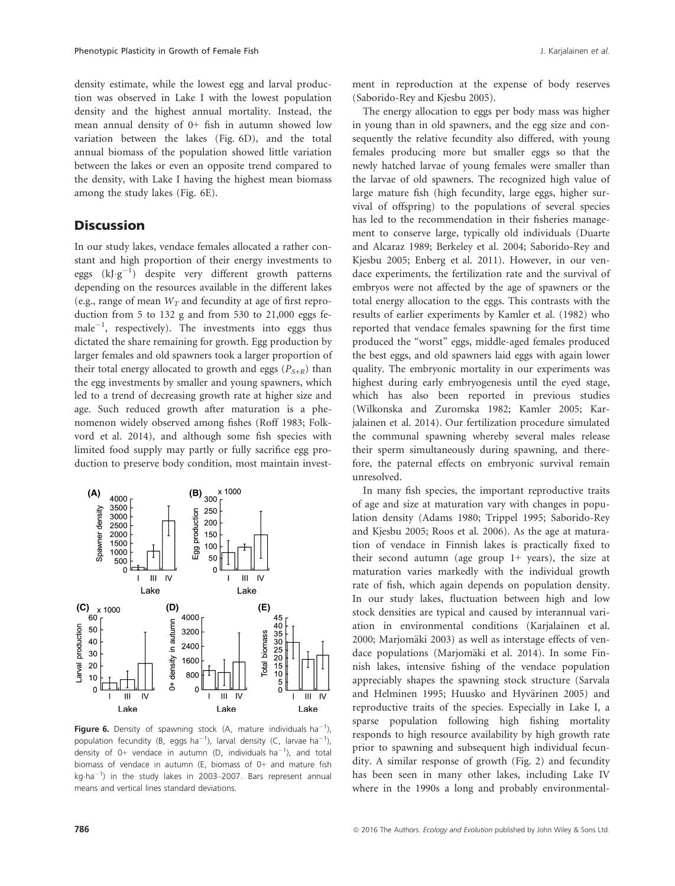density estimate, while the lowest egg and larval production was observed in Lake I with the lowest population density and the highest annual mortality. Instead, the mean annual density of 0+ fish in autumn showed low variation between the lakes (Fig. 6D), and the total annual biomass of the population showed little variation between the lakes or even an opposite trend compared to the density, with Lake I having the highest mean biomass among the study lakes (Fig. 6E).

## Discussion

In our study lakes, vendace females allocated a rather constant and high proportion of their energy investments to eggs ($kJ \cdot g^{-1}$) despite very different growth patterns depending on the resources available in the different lakes (e.g., range of mean $W_T$ and fecundity at age of first reproduction from 5 to 132 g and from 530 to 21,000 eggs female$^{-1}$, respectively). The investments into eggs thus dictated the share remaining for growth. Egg production by larger females and old spawners took a larger proportion of their total energy allocated to growth and eggs ($P_{S+R}$) than the egg investments by smaller and young spawners, which led to a trend of decreasing growth rate at higher size and age. Such reduced growth after maturation is a phenomenon widely observed among fishes (Roff 1983; Folkvord et al. 2014), and although some fish species with limited food supply may partly or fully sacrifice egg production to preserve body condition, most maintain investment in reproduction at the expense of body reserves (Saborido-Rey and Kjesbu 2005).

The energy allocation to eggs per body mass was higher in young than in old spawners, and the egg size and consequently the relative fecundity also differed, with young females producing more but smaller eggs so that the newly hatched larvae of young females were smaller than the larvae of old spawners. The recognized high value of large mature fish (high fecundity, large eggs, higher survival of offspring) to the populations of several species has led to the recommendation in their fisheries management to conserve large, typically old individuals (Duarte and Alcaraz 1989; Berkeley et al. 2004; Saborido-Rey and Kjesbu 2005; Enberg et al. 2011). However, in our vendace experiments, the fertilization rate and the survival of embryos were not affected by the age of spawners or the total energy allocation to the eggs. This contrasts with the results of earlier experiments by Kamler et al. (1982) who reported that vendace females spawning for the first time produced the "worst" eggs, middle-aged females produced the best eggs, and old spawners laid eggs with again lower quality. The embryonic mortality in our experiments was highest during early embryogenesis until the eyed stage, which has also been reported in previous studies (Wilkonska and Zuromska 1982; Kamler 2005; Karjalainen et al. 2014). Our fertilization procedure simulated the communal spawning whereby several males release their sperm simultaneously during spawning, and therefore, the paternal effects on embryonic survival remain unresolved.

In many fish species, the important reproductive traits of age and size at maturation vary with changes in population density (Adams 1980; Trippel 1995; Saborido-Rey and Kjesbu 2005; Roos et al. 2006). As the age at maturation of vendace in Finnish lakes is practically fixed to their second autumn (age group 1+ years), the size at maturation varies markedly with the individual growth rate of fish, which again depends on population density. In our study lakes, fluctuation between high and low stock densities are typical and caused by interannual variation in environmental conditions (Karjalainen et al. 2000; Marjomäki 2003) as well as interstage effects of vendace populations (Marjomäki et al. 2014). In some Finnish lakes, intensive fishing of the vendace population appreciably shapes the spawning stock structure (Sarvala and Helminen 1995; Huusko and Hyvärinen 2005) and reproductive traits of the species. Especially in Lake I, a sparse population following high fishing mortality responds to high resource availability by high growth rate prior to spawning and subsequent high individual fecundity. A similar response of growth (Fig. 2) and fecundity has been seen in many other lakes, including Lake IV where in the 1990s a long and probably environmental-

**Figure 6.** Density of spawning stock (A, mature individuals ha$^{-1}$), population fecundity (B, eggs ha$^{-1}$), larval density (C, larvae ha$^{-1}$), density of 0+ vendace in autumn (D, individuals ha$^{-1}$), and total biomass of vendace in autumn (E, biomass of 0+ and mature fish $kg \cdot ha^{-1}$) in the study lakes in 2003–2007. Bars represent annual means and vertical lines standard deviations.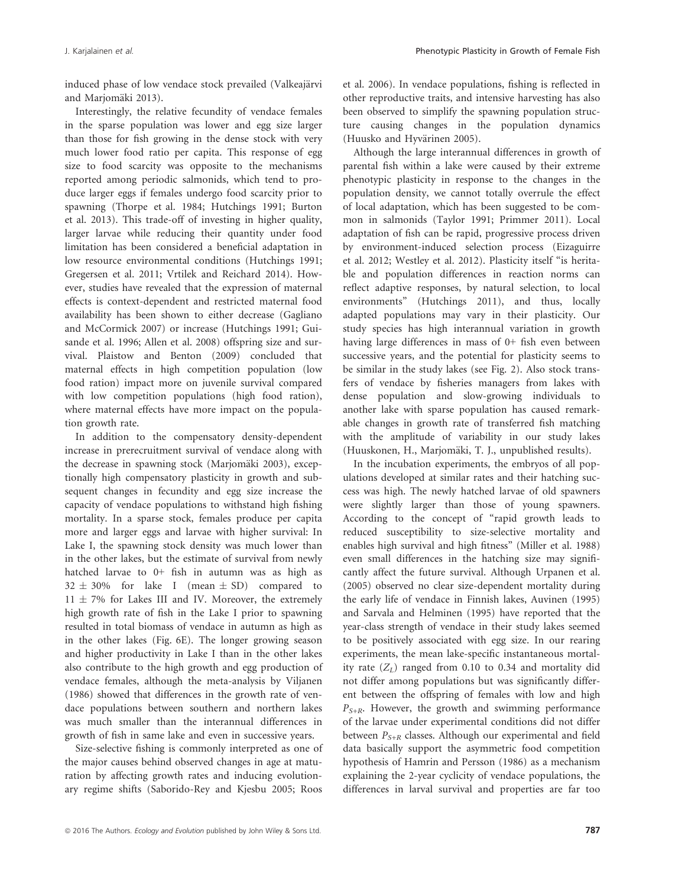induced phase of low vendace stock prevailed (Valkeajärvi and Marjomäki 2013).

Interestingly, the relative fecundity of vendace females in the sparse population was lower and egg size larger than those for fish growing in the dense stock with very much lower food ratio per capita. This response of egg size to food scarcity was opposite to the mechanisms reported among periodic salmonids, which tend to produce larger eggs if females undergo food scarcity prior to spawning (Thorpe et al. 1984; Hutchings 1991; Burton et al. 2013). This trade-off of investing in higher quality, larger larvae while reducing their quantity under food limitation has been considered a beneficial adaptation in low resource environmental conditions (Hutchings 1991; Gregersen et al. 2011; Vrtilek and Reichard 2014). However, studies have revealed that the expression of maternal effects is context-dependent and restricted maternal food availability has been shown to either decrease (Gagliano and McCormick 2007) or increase (Hutchings 1991; Guisande et al. 1996; Allen et al. 2008) offspring size and survival. Plaistow and Benton (2009) concluded that maternal effects in high competition population (low food ration) impact more on juvenile survival compared with low competition populations (high food ration), where maternal effects have more impact on the population growth rate.

In addition to the compensatory density-dependent increase in prerecruitment survival of vendace along with the decrease in spawning stock (Marjomäki 2003), exceptionally high compensatory plasticity in growth and subsequent changes in fecundity and egg size increase the capacity of vendace populations to withstand high fishing mortality. In a sparse stock, females produce per capita more and larger eggs and larvae with higher survival: In Lake I, the spawning stock density was much lower than in the other lakes, but the estimate of survival from newly hatched larvae to 0+ fish in autumn was as high as $32 \pm 30\%$ for lake I (mean $\pm$ SD) compared to $11 \pm 7\%$ for Lakes III and IV. Moreover, the extremely high growth rate of fish in the Lake I prior to spawning resulted in total biomass of vendace in autumn as high as in the other lakes (Fig. 6E). The longer growing season and higher productivity in Lake I than in the other lakes also contribute to the high growth and egg production of vendace females, although the meta-analysis by Viljanen (1986) showed that differences in the growth rate of vendace populations between southern and northern lakes was much smaller than the interannual differences in growth of fish in same lake and even in successive years.

Size-selective fishing is commonly interpreted as one of the major causes behind observed changes in age at maturation by affecting growth rates and inducing evolutionary regime shifts (Saborido-Rey and Kjesbu 2005; Roos et al. 2006). In vendace populations, fishing is reflected in other reproductive traits, and intensive harvesting has also been observed to simplify the spawning population structure causing changes in the population dynamics (Huusko and Hyvärinen 2005).

Although the large interannual differences in growth of parental fish within a lake were caused by their extreme phenotypic plasticity in response to the changes in the population density, we cannot totally overrule the effect of local adaptation, which has been suggested to be common in salmonids (Taylor 1991; Primmer 2011). Local adaptation of fish can be rapid, progressive process driven by environment-induced selection process (Eizaguirre et al. 2012; Westley et al. 2012). Plasticity itself "is heritable and population differences in reaction norms can reflect adaptive responses, by natural selection, to local environments" (Hutchings 2011), and thus, locally adapted populations may vary in their plasticity. Our study species has high interannual variation in growth having large differences in mass of 0+ fish even between successive years, and the potential for plasticity seems to be similar in the study lakes (see Fig. 2). Also stock transfers of vendace by fisheries managers from lakes with dense population and slow-growing individuals to another lake with sparse population has caused remarkable changes in growth rate of transferred fish matching with the amplitude of variability in our study lakes (Huuskonen, H., Marjomäki, T. J., unpublished results).

In the incubation experiments, the embryos of all populations developed at similar rates and their hatching success was high. The newly hatched larvae of old spawners were slightly larger than those of young spawners. According to the concept of "rapid growth leads to reduced susceptibility to size-selective mortality and enables high survival and high fitness" (Miller et al. 1988) even small differences in the hatching size may significantly affect the future survival. Although Urpanen et al. (2005) observed no clear size-dependent mortality during the early life of vendace in Finnish lakes, Auvinen (1995) and Sarvala and Helminen (1995) have reported that the year-class strength of vendace in their study lakes seemed to be positively associated with egg size. In our rearing experiments, the mean lake-specific instantaneous mortality rate ($Z_L$) ranged from 0.10 to 0.34 and mortality did not differ among populations but was significantly different between the offspring of females with low and high $P_{S+R}$. However, the growth and swimming performance of the larvae under experimental conditions did not differ between $P_{S+R}$ classes. Although our experimental and field data basically support the asymmetric food competition hypothesis of Hamrin and Persson (1986) as a mechanism explaining the 2-year cyclicity of vendace populations, the differences in larval survival and properties are far too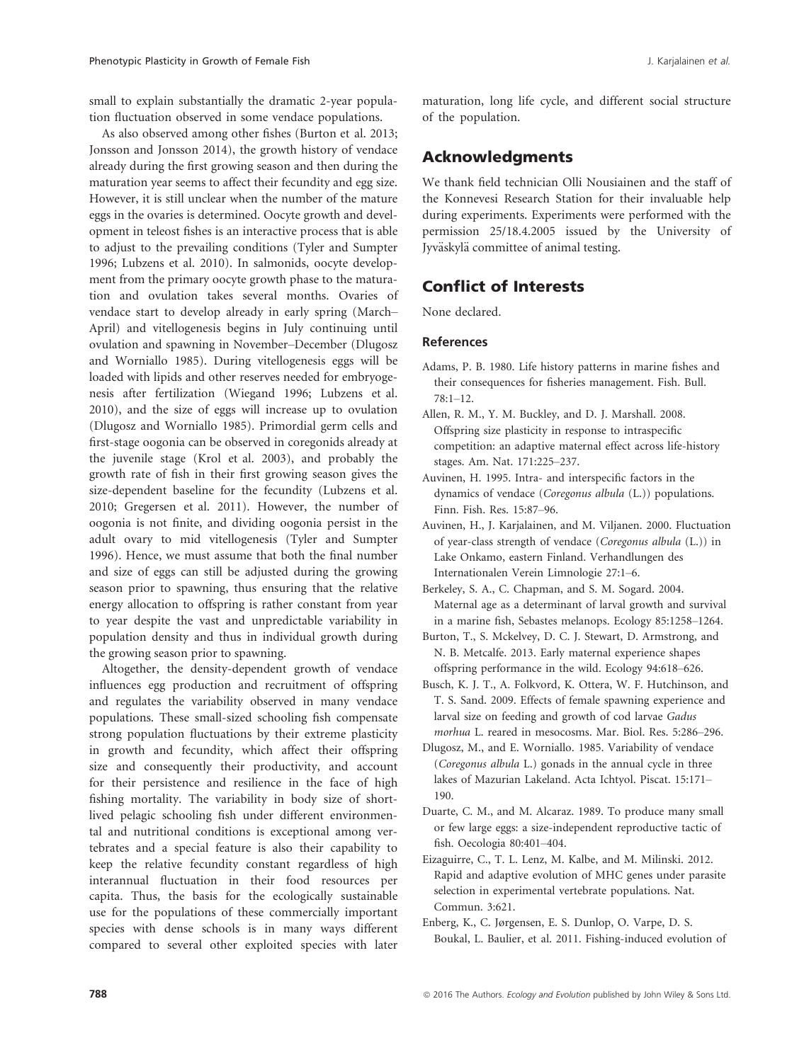small to explain substantially the dramatic 2-year population fluctuation observed in some vendace populations.

As also observed among other fishes (Burton et al. 2013; Jonsson and Jonsson 2014), the growth history of vendace already during the first growing season and then during the maturation year seems to affect their fecundity and egg size. However, it is still unclear when the number of the mature eggs in the ovaries is determined. Oocyte growth and development in teleost fishes is an interactive process that is able to adjust to the prevailing conditions (Tyler and Sumpter 1996; Lubzens et al. 2010). In salmonids, oocyte development from the primary oocyte growth phase to the maturation and ovulation takes several months. Ovaries of vendace start to develop already in early spring (March–April) and vitellogenesis begins in July continuing until ovulation and spawning in November–December (Dlugosz and Worniallo 1985). During vitellogenesis eggs will be loaded with lipids and other reserves needed for embryogenesis after fertilization (Wiegand 1996; Lubzens et al. 2010), and the size of eggs will increase up to ovulation (Dlugosz and Worniallo 1985). Primordial germ cells and first-stage oogonia can be observed in coregonids already at the juvenile stage (Krol et al. 2003), and probably the growth rate of fish in their first growing season gives the size-dependent baseline for the fecundity (Lubzens et al. 2010; Gregersen et al. 2011). However, the number of oogonia is not finite, and dividing oogonia persist in the adult ovary to mid vitellogenesis (Tyler and Sumpter 1996). Hence, we must assume that both the final number and size of eggs can still be adjusted during the growing season prior to spawning, thus ensuring that the relative energy allocation to offspring is rather constant from year to year despite the vast and unpredictable variability in population density and thus in individual growth during the growing season prior to spawning.

Altogether, the density-dependent growth of vendace influences egg production and recruitment of offspring and regulates the variability observed in many vendace populations. These small-sized schooling fish compensate strong population fluctuations by their extreme plasticity in growth and fecundity, which affect their offspring size and consequently their productivity, and account for their persistence and resilience in the face of high fishing mortality. The variability in body size of short-lived pelagic schooling fish under different environmental and nutritional conditions is exceptional among vertebrates and a special feature is also their capability to keep the relative fecundity constant regardless of high interannual fluctuation in their food resources per capita. Thus, the basis for the ecologically sustainable use for the populations of these commercially important species with dense schools is in many ways different compared to several other exploited species with later maturation, long life cycle, and different social structure of the population.

## Acknowledgments

We thank field technician Olli Nousiainen and the staff of the Konnevesi Research Station for their invaluable help during experiments. Experiments were performed with the permission 25/18.4.2005 issued by the University of Jyväskylä committee of animal testing.

## Conflict of Interests

None declared.

### References

Adams, P. B. 1980. Life history patterns in marine fishes and their consequences for fisheries management. Fish. Bull. 78:1–12.

Allen, R. M., Y. M. Buckley, and D. J. Marshall. 2008. Offspring size plasticity in response to intraspecific competition: an adaptive maternal effect across life-history stages. Am. Nat. 171:225–237.

Auvinen, H. 1995. Intra- and interspecific factors in the dynamics of vendace (*Coregonus albula* (L.)) populations. Finn. Fish. Res. 15:87–96.

Auvinen, H., J. Karjalainen, and M. Viljanen. 2000. Fluctuation of year-class strength of vendace (*Coregonus albula* (L.)) in Lake Onkamo, eastern Finland. Verhandlungen des Internationalen Verein Limnologie 27:1–6.

Berkeley, S. A., C. Chapman, and S. M. Sogard. 2004. Maternal age as a determinant of larval growth and survival in a marine fish, Sebastes melanops. Ecology 85:1258–1264.

Burton, T., S. Mckelvey, D. C. J. Stewart, D. Armstrong, and N. B. Metcalfe. 2013. Early maternal experience shapes offspring performance in the wild. Ecology 94:618–626.

Busch, K. J. T., A. Folkvord, K. Ottera, W. F. Hutchinson, and T. S. Sand. 2009. Effects of female spawning experience and larval size on feeding and growth of cod larvae *Gadus morhua* L. reared in mesocosms. Mar. Biol. Res. 5:286–296.

Dlugosz, M., and E. Worniallo. 1985. Variability of vendace (*Coregonus albula* L.) gonads in the annual cycle in three lakes of Mazurian Lakeland. Acta Ichtyol. Piscat. 15:171–190.

Duarte, C. M., and M. Alcaraz. 1989. To produce many small or few large eggs: a size-independent reproductive tactic of fish. Oecologia 80:401–404.

Eizaguirre, C., T. L. Lenz, M. Kalbe, and M. Milinski. 2012. Rapid and adaptive evolution of MHC genes under parasite selection in experimental vertebrate populations. Nat. Commun. 3:621.

Enberg, K., C. Jørgensen, E. S. Dunlop, O. Varpe, D. S. Boukal, L. Baulier, et al. 2011. Fishing-induced evolution of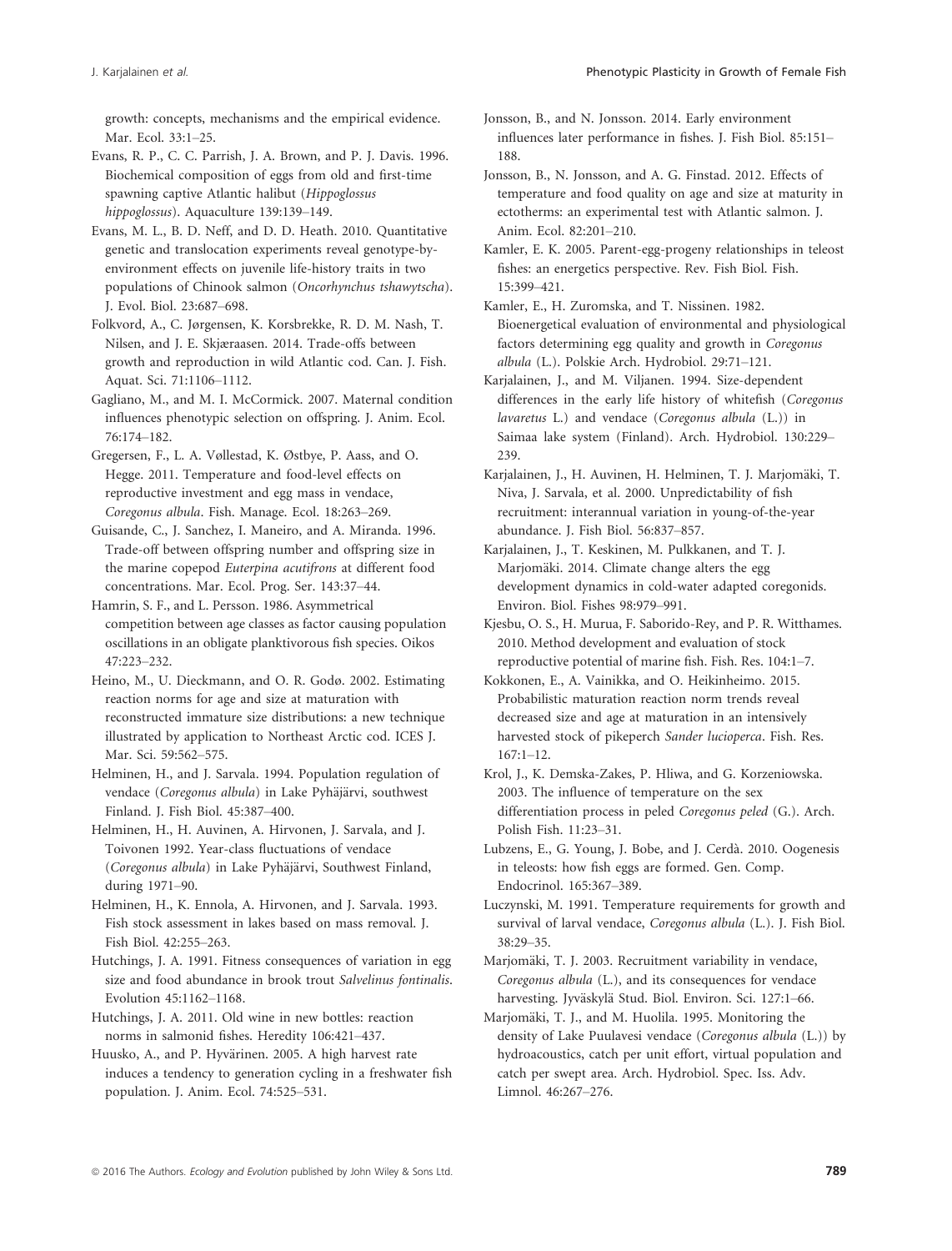growth: concepts, mechanisms and the empirical evidence. Mar. Ecol. 33:1–25.

Evans, R. P., C. C. Parrish, J. A. Brown, and P. J. Davis. 1996. Biochemical composition of eggs from old and first-time spawning captive Atlantic halibut (*Hippoglossus hippoglossus*). Aquaculture 139:139–149.

Evans, M. L., B. D. Neff, and D. D. Heath. 2010. Quantitative genetic and translocation experiments reveal genotype-by-environment effects on juvenile life-history traits in two populations of Chinook salmon (*Oncorhynchus tshawytscha*). J. Evol. Biol. 23:687–698.

Folkvord, A., C. Jørgensen, K. Korsbrekke, R. D. M. Nash, T. Nilsen, and J. E. Skjæraasen. 2014. Trade-offs between growth and reproduction in wild Atlantic cod. Can. J. Fish. Aquat. Sci. 71:1106–1112.

Gagliano, M., and M. I. McCormick. 2007. Maternal condition influences phenotypic selection on offspring. J. Anim. Ecol. 76:174–182.

Gregersen, F., L. A. Vøllestad, K. Østbye, P. Aass, and O. Hegge. 2011. Temperature and food-level effects on reproductive investment and egg mass in vendace, *Coregonus albula*. Fish. Manage. Ecol. 18:263–269.

Guisande, C., J. Sanchez, I. Maneiro, and A. Miranda. 1996. Trade-off between offspring number and offspring size in the marine copepod *Euterpina acutifrons* at different food concentrations. Mar. Ecol. Prog. Ser. 143:37–44.

Hamrin, S. F., and L. Persson. 1986. Asymmetrical competition between age classes as factor causing population oscillations in an obligate planktivorous fish species. Oikos 47:223–232.

Heino, M., U. Dieckmann, and O. R. Godø. 2002. Estimating reaction norms for age and size at maturation with reconstructed immature size distributions: a new technique illustrated by application to Northeast Arctic cod. ICES J. Mar. Sci. 59:562–575.

Helminen, H., and J. Sarvala. 1994. Population regulation of vendace (*Coregonus albula*) in Lake Pyhäjärvi, southwest Finland. J. Fish Biol. 45:387–400.

Helminen, H., H. Auvinen, A. Hirvonen, J. Sarvala, and J. Toivonen 1992. Year-class fluctuations of vendace (*Coregonus albula*) in Lake Pyhäjärvi, Southwest Finland, during 1971–90.

Helminen, H., K. Ennola, A. Hirvonen, and J. Sarvala. 1993. Fish stock assessment in lakes based on mass removal. J. Fish Biol. 42:255–263.

Hutchings, J. A. 1991. Fitness consequences of variation in egg size and food abundance in brook trout *Salvelinus fontinalis*. Evolution 45:1162–1168.

Hutchings, J. A. 2011. Old wine in new bottles: reaction norms in salmonid fishes. Heredity 106:421–437.

Huusko, A., and P. Hyvärinen. 2005. A high harvest rate induces a tendency to generation cycling in a freshwater fish population. J. Anim. Ecol. 74:525–531.

Jonsson, B., and N. Jonsson. 2014. Early environment influences later performance in fishes. J. Fish Biol. 85:151–188.

Jonsson, B., N. Jonsson, and A. G. Finstad. 2012. Effects of temperature and food quality on age and size at maturity in ectotherms: an experimental test with Atlantic salmon. J. Anim. Ecol. 82:201–210.

Kamler, E. K. 2005. Parent-egg-progeny relationships in teleost fishes: an energetics perspective. Rev. Fish Biol. Fish. 15:399–421.

Kamler, E., H. Zuromska, and T. Nissinen. 1982. Bioenergetical evaluation of environmental and physiological factors determining egg quality and growth in *Coregonus albula* (L.). Polskie Arch. Hydrobiol. 29:71–121.

Karjalainen, J., and M. Viljanen. 1994. Size-dependent differences in the early life history of whitefish (*Coregonus lavaretus* L.) and vendace (*Coregonus albula* (L.)) in Saimaa lake system (Finland). Arch. Hydrobiol. 130:229–239.

Karjalainen, J., H. Auvinen, H. Helminen, T. J. Marjomäki, T. Niva, J. Sarvala, et al. 2000. Unpredictability of fish recruitment: interannual variation in young-of-the-year abundance. J. Fish Biol. 56:837–857.

Karjalainen, J., T. Keskinen, M. Pulkkanen, and T. J. Marjomäki. 2014. Climate change alters the egg development dynamics in cold-water adapted coregonids. Environ. Biol. Fishes 98:979–991.

Kjesbu, O. S., H. Murua, F. Saborido-Rey, and P. R. Witthames. 2010. Method development and evaluation of stock reproductive potential of marine fish. Fish. Res. 104:1–7.

Kokkonen, E., A. Vainikka, and O. Heikinheimo. 2015. Probabilistic maturation reaction norm trends reveal decreased size and age at maturation in an intensively harvested stock of pikeperch *Sander lucioperca*. Fish. Res. 167:1–12.

Krol, J., K. Demska-Zakes, P. Hliwa, and G. Korzeniowska. 2003. The influence of temperature on the sex differentiation process in peled *Coregonus peled* (G.). Arch. Polish Fish. 11:23–31.

Lubzens, E., G. Young, J. Bobe, and J. Cerdà. 2010. Oogenesis in teleosts: how fish eggs are formed. Gen. Comp. Endocrinol. 165:367–389.

Luczynski, M. 1991. Temperature requirements for growth and survival of larval vendace, *Coregonus albula* (L.). J. Fish Biol. 38:29–35.

Marjomäki, T. J. 2003. Recruitment variability in vendace, *Coregonus albula* (L.), and its consequences for vendace harvesting. Jyväskylä Stud. Biol. Environ. Sci. 127:1–66.

Marjomäki, T. J., and M. Huolila. 1995. Monitoring the density of Lake Puulavesi vendace (*Coregonus albula* (L.)) by hydroacoustics, catch per unit effort, virtual population and catch per swept area. Arch. Hydrobiol. Spec. Iss. Adv. Limnol. 46:267–276.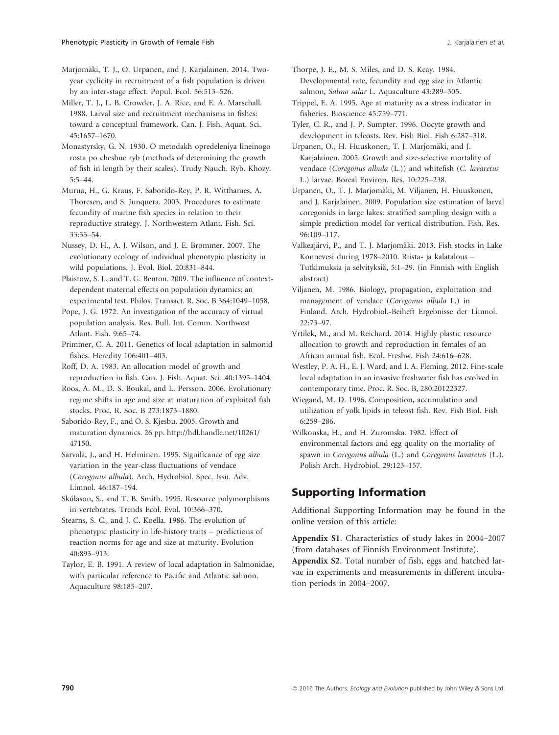Marjomäki, T. J., O. Urpanen, and J. Karjalainen. 2014. Two-year cyclicity in recruitment of a fish population is driven by an inter-stage effect. Popul. Ecol. 56:513–526.

Miller, T. J., L. B. Crowder, J. A. Rice, and E. A. Marschall. 1988. Larval size and recruitment mechanisms in fishes: toward a conceptual framework. Can. J. Fish. Aquat. Sci. 45:1657–1670.

Monastyrsky, G. N. 1930. O metodakh opredeleniya lineinogo rosta po cheshue ryb (methods of determining the growth of fish in length by their scales). Trudy Nauch. Ryb. Khozy. 5:5–44.

Murua, H., G. Kraus, F. Saborido-Rey, P. R. Witthames, A. Thoresen, and S. Junquera. 2003. Procedures to estimate fecundity of marine fish species in relation to their reproductive strategy. J. Northwestern Atlant. Fish. Sci. 33:33–54.

Nussey, D. H., A. J. Wilson, and J. E. Brommer. 2007. The evolutionary ecology of individual phenotypic plasticity in wild populations. J. Evol. Biol. 20:831–844.

Plaistow, S. J., and T. G. Benton. 2009. The influence of context-dependent maternal effects on population dynamics: an experimental test. Philos. Transact. R. Soc. B 364:1049–1058.

Pope, J. G. 1972. An investigation of the accuracy of virtual population analysis. Res. Bull. Int. Comm. Northwest Atlant. Fish. 9:65–74.

Primmer, C. A. 2011. Genetics of local adaptation in salmonid fishes. Heredity 106:401–403.

Roff, D. A. 1983. An allocation model of growth and reproduction in fish. Can. J. Fish. Aquat. Sci. 40:1395–1404.

Roos, A. M., D. S. Boukal, and L. Persson. 2006. Evolutionary regime shifts in age and size at maturation of exploited fish stocks. Proc. R. Soc. B 273:1873–1880.

Saborido-Rey, F., and O. S. Kjesbu. 2005. Growth and maturation dynamics. 26 pp. http://hdl.handle.net/10261/47150.

Sarvala, J., and H. Helminen. 1995. Significance of egg size variation in the year-class fluctuations of vendace (*Coregonus albula*). Arch. Hydrobiol. Spec. Issu. Adv. Limnol. 46:187–194.

Skúlason, S., and T. B. Smith. 1995. Resource polymorphisms in vertebrates. Trends Ecol. Evol. 10:366–370.

Stearns, S. C., and J. C. Koella. 1986. The evolution of phenotypic plasticity in life-history traits – predictions of reaction norms for age and size at maturity. Evolution 40:893–913.

Taylor, E. B. 1991. A review of local adaptation in Salmonidae, with particular reference to Pacific and Atlantic salmon. Aquaculture 98:185–207.

Thorpe, J. E., M. S. Miles, and D. S. Keay. 1984. Developmental rate, fecundity and egg size in Atlantic salmon, *Salmo salar* L. Aquaculture 43:289–305.

Trippel, E. A. 1995. Age at maturity as a stress indicator in fisheries. Bioscience 45:759–771.

Tyler, C. R., and J. P. Sumpter. 1996. Oocyte growth and development in teleosts. Rev. Fish Biol. Fish 6:287–318.

Urpanen, O., H. Huuskonen, T. J. Marjomäki, and J. Karjalainen. 2005. Growth and size-selective mortality of vendace (*Coregonus albula* (L.)) and whitefish (*C. lavaretus* L.) larvae. Boreal Environ. Res. 10:225–238.

Urpanen, O., T. J. Marjomäki, M. Viljanen, H. Huuskonen, and J. Karjalainen. 2009. Population size estimation of larval coregonids in large lakes: stratified sampling design with a simple prediction model for vertical distribution. Fish. Res. 96:109–117.

Valkeajärvi, P., and T. J. Marjomäki. 2013. Fish stocks in Lake Konnevesi during 1978–2010. Riista- ja kalatalous – Tutkimuksia ja selvityksiä, 5:1–29. (in Finnish with English abstract)

Viljanen, M. 1986. Biology, propagation, exploitation and management of vendace (*Coregonus albula* L.) in Finland. Arch. Hydrobiol.-Beiheft Ergebnisse der Limnol. 22:73–97.

Vrtilek, M., and M. Reichard. 2014. Highly plastic resource allocation to growth and reproduction in females of an African annual fish. Ecol. Freshw. Fish 24:616–628.

Westley, P. A. H., E. J. Ward, and I. A. Fleming. 2012. Fine-scale local adaptation in an invasive freshwater fish has evolved in contemporary time. Proc. R. Soc. B, 280:20122327.

Wiegand, M. D. 1996. Composition, accumulation and utilization of yolk lipids in teleost fish. Rev. Fish Biol. Fish 6:259–286.

Wilkonska, H., and H. Zuromska. 1982. Effect of environmental factors and egg quality on the mortality of spawn in *Coregonus albula* (L.) and *Coregonus lavaretus* (L.). Polish Arch. Hydrobiol. 29:123–157.

## Supporting Information

Additional Supporting Information may be found in the online version of this article:

**Appendix S1**. Characteristics of study lakes in 2004–2007 (from databases of Finnish Environment Institute).

**Appendix S2**. Total number of fish, eggs and hatched larvae in experiments and measurements in different incubation periods in 2004–2007.